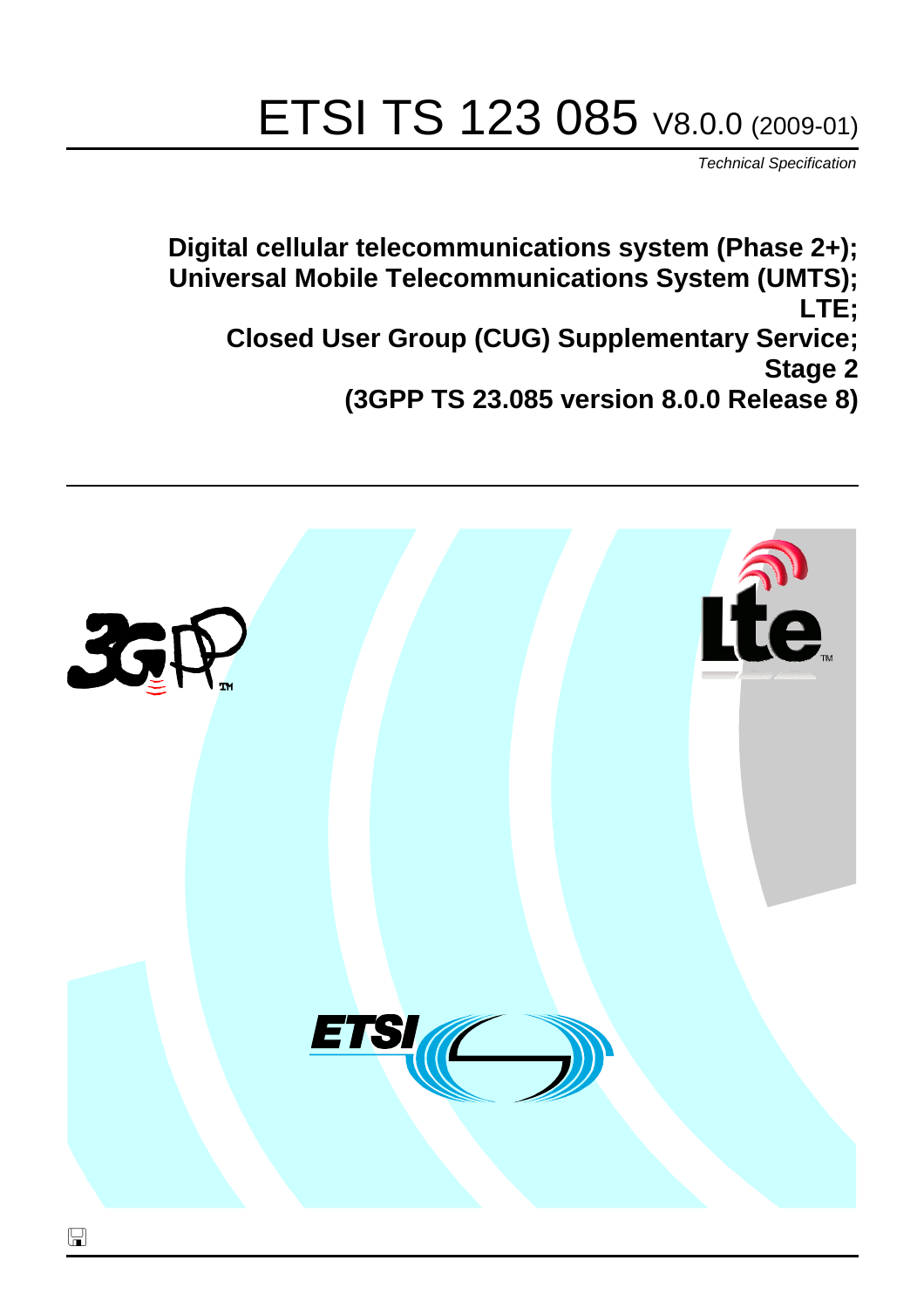# ETSI TS 123 085 V8.0.0 (2009-01)

*Technical Specification*

**Digital cellular telecommunications system (Phase 2+); Universal Mobile Telecommunications System (UMTS); LTE; Closed User Group (CUG) Supplementary Service; Stage 2 (3GPP TS 23.085 version 8.0.0 Release 8)**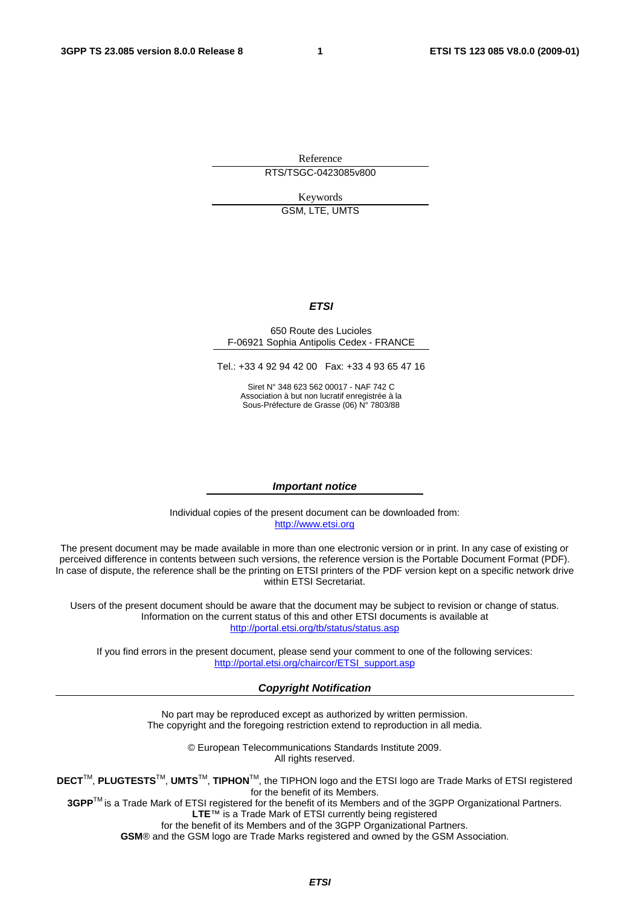Reference

RTS/TSGC-0423085v800

Keywords

GSM, LTE, UMTS

***ETSI***

650 Route des Lucioles
F-06921 Sophia Antipolis Cedex - FRANCE

Tel.: +33 4 92 94 42 00 Fax: +33 4 93 65 47 16

Siret N° 348 623 562 00017 - NAF 742 C
Association à but non lucratif enregistrée à la
Sous-Préfecture de Grasse (06) N° 7803/88

***Important notice***

Individual copies of the present document can be downloaded from:
http://www.etsi.org

The present document may be made available in more than one electronic version or in print. In any case of existing or perceived difference in contents between such versions, the reference version is the Portable Document Format (PDF). In case of dispute, the reference shall be the printing on ETSI printers of the PDF version kept on a specific network drive within ETSI Secretariat.

Users of the present document should be aware that the document may be subject to revision or change of status. Information on the current status of this and other ETSI documents is available at
http://portal.etsi.org/tb/status/status.asp

If you find errors in the present document, please send your comment to one of the following services:
http://portal.etsi.org/chaircor/ETSI_support.asp

***Copyright Notification***

No part may be reproduced except as authorized by written permission.
The copyright and the foregoing restriction extend to reproduction in all media.

© European Telecommunications Standards Institute 2009.
All rights reserved.

**DECT**™, **PLUGTESTS**™, **UMTS**™, **TIPHON**™, the TIPHON logo and the ETSI logo are Trade Marks of ETSI registered for the benefit of its Members.
**3GPP**™ is a Trade Mark of ETSI registered for the benefit of its Members and of the 3GPP Organizational Partners.
**LTE**™ is a Trade Mark of ETSI currently being registered
for the benefit of its Members and of the 3GPP Organizational Partners.
**GSM**® and the GSM logo are Trade Marks registered and owned by the GSM Association.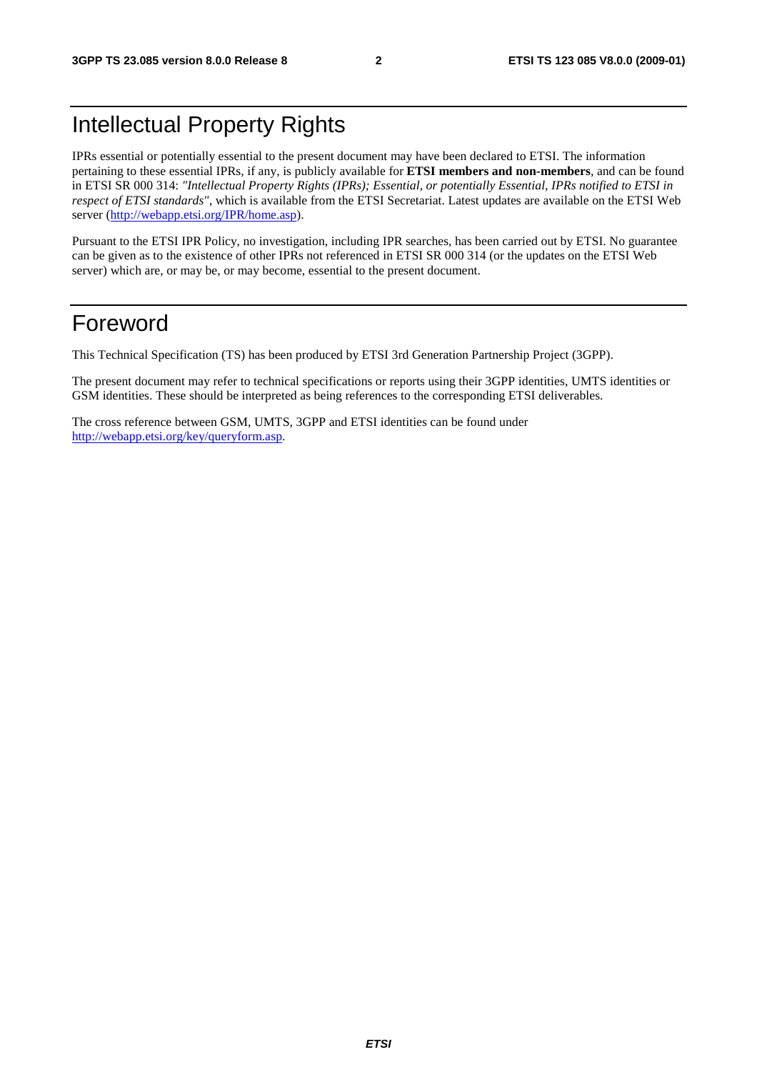# Intellectual Property Rights

IPRs essential or potentially essential to the present document may have been declared to ETSI. The information pertaining to these essential IPRs, if any, is publicly available for **ETSI members and non-members**, and can be found in ETSI SR 000 314: *"Intellectual Property Rights (IPRs); Essential, or potentially Essential, IPRs notified to ETSI in respect of ETSI standards"*, which is available from the ETSI Secretariat. Latest updates are available on the ETSI Web server (http://webapp.etsi.org/IPR/home.asp).

Pursuant to the ETSI IPR Policy, no investigation, including IPR searches, has been carried out by ETSI. No guarantee can be given as to the existence of other IPRs not referenced in ETSI SR 000 314 (or the updates on the ETSI Web server) which are, or may be, or may become, essential to the present document.

# Foreword

This Technical Specification (TS) has been produced by ETSI 3rd Generation Partnership Project (3GPP).

The present document may refer to technical specifications or reports using their 3GPP identities, UMTS identities or GSM identities. These should be interpreted as being references to the corresponding ETSI deliverables.

The cross reference between GSM, UMTS, 3GPP and ETSI identities can be found under http://webapp.etsi.org/key/queryform.asp.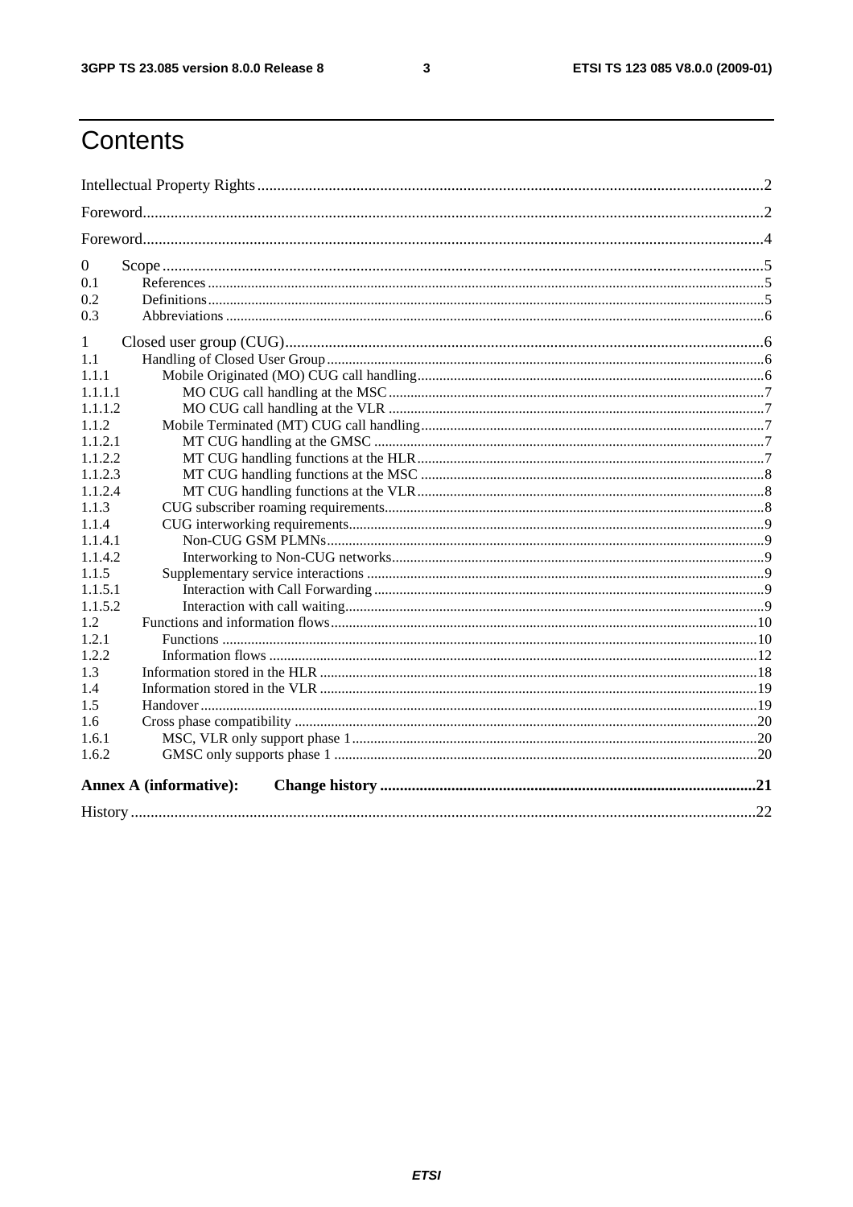# Contents

Intellectual Property Rights ............................................................................................................................2

Foreword.........................................................................................................................................................2

Foreword.........................................................................................................................................................4

0 Scope .......................................................................................................................................................5
0.1 References ........................................................................................................................................5
0.2 Definitions.........................................................................................................................................5
0.3 Abbreviations ...................................................................................................................................6

1 Closed user group (CUG)........................................................................................................................6
1.1 Handling of Closed User Group ........................................................................................................6
1.1.1 Mobile Originated (MO) CUG call handling...............................................................................6
1.1.1.1 MO CUG call handling at the MSC......................................................................................7
1.1.1.2 MO CUG call handling at the VLR ......................................................................................7
1.1.2 Mobile Terminated (MT) CUG call handling..............................................................................7
1.1.2.1 MT CUG handling at the GMSC ..........................................................................................7
1.1.2.2 MT CUG handling functions at the HLR...............................................................................7
1.1.2.3 MT CUG handling functions at the MSC ..............................................................................8
1.1.2.4 MT CUG handling functions at the VLR...............................................................................8
1.1.3 CUG subscriber roaming requirements........................................................................................8
1.1.4 CUG interworking requirements..................................................................................................9
1.1.4.1 Non-CUG GSM PLMNs.......................................................................................................9
1.1.4.2 Interworking to Non-CUG networks......................................................................................9
1.1.5 Supplementary service interactions ............................................................................................9
1.1.5.1 Interaction with Call Forwarding ..........................................................................................9
1.1.5.2 Interaction with call waiting..................................................................................................9
1.2 Functions and information flows.....................................................................................................10
1.2.1 Functions ..................................................................................................................................10
1.2.2 Information flows .....................................................................................................................12
1.3 Information stored in the HLR ........................................................................................................18
1.4 Information stored in the VLR ........................................................................................................19
1.5 Handover........................................................................................................................................19
1.6 Cross phase compatibility ..............................................................................................................20
1.6.1 MSC, VLR only support phase 1...............................................................................................20
1.6.2 GMSC only supports phase 1 ...................................................................................................20

**Annex A (informative): Change history ..............................................................................................21**

History ...........................................................................................................................................................22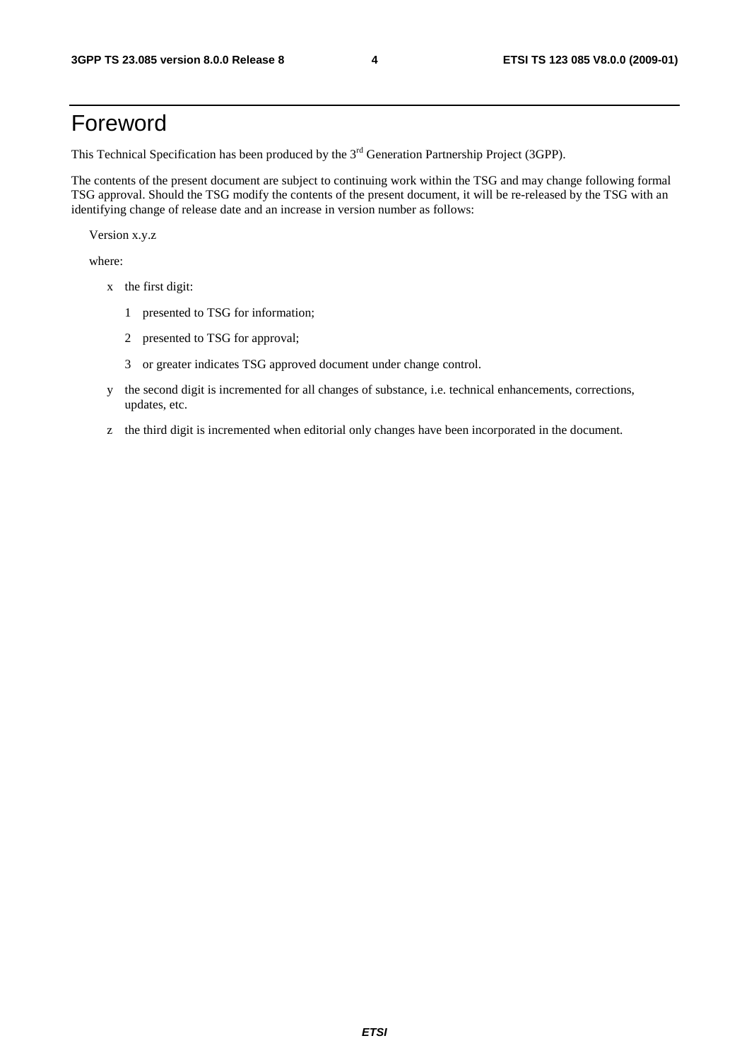# Foreword

This Technical Specification has been produced by the 3rd Generation Partnership Project (3GPP).

The contents of the present document are subject to continuing work within the TSG and may change following formal TSG approval. Should the TSG modify the contents of the present document, it will be re-released by the TSG with an identifying change of release date and an increase in version number as follows:

Version x.y.z

where:

- x the first digit:
  - 1 presented to TSG for information;
  - 2 presented to TSG for approval;
  - 3 or greater indicates TSG approved document under change control.
- y the second digit is incremented for all changes of substance, i.e. technical enhancements, corrections, updates, etc.
- z the third digit is incremented when editorial only changes have been incorporated in the document.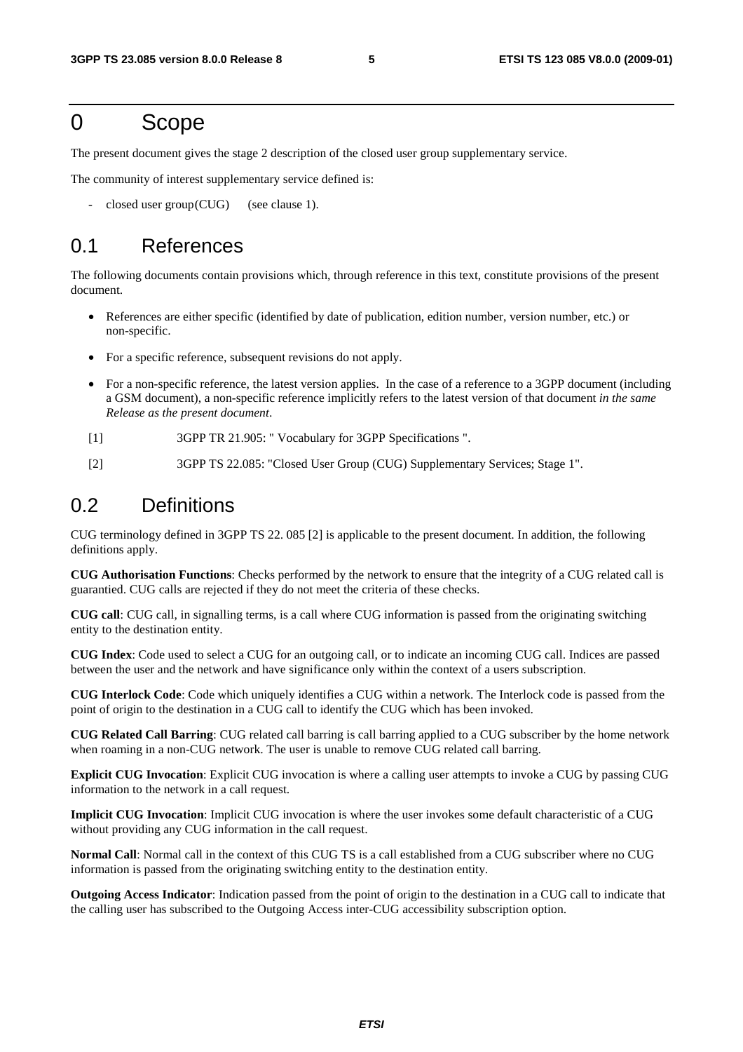# 0 Scope

The present document gives the stage 2 description of the closed user group supplementary service.

The community of interest supplementary service defined is:

- closed user group(CUG) (see clause 1).

## 0.1 References

The following documents contain provisions which, through reference in this text, constitute provisions of the present document.

- References are either specific (identified by date of publication, edition number, version number, etc.) or non-specific.
- For a specific reference, subsequent revisions do not apply.
- For a non-specific reference, the latest version applies. In the case of a reference to a 3GPP document (including a GSM document), a non-specific reference implicitly refers to the latest version of that document *in the same Release as the present document*.

[1] 3GPP TR 21.905: " Vocabulary for 3GPP Specifications ".

[2] 3GPP TS 22.085: "Closed User Group (CUG) Supplementary Services; Stage 1".

## 0.2 Definitions

CUG terminology defined in 3GPP TS 22. 085 [2] is applicable to the present document. In addition, the following definitions apply.

**CUG Authorisation Functions**: Checks performed by the network to ensure that the integrity of a CUG related call is guarantied. CUG calls are rejected if they do not meet the criteria of these checks.

**CUG call**: CUG call, in signalling terms, is a call where CUG information is passed from the originating switching entity to the destination entity.

**CUG Index**: Code used to select a CUG for an outgoing call, or to indicate an incoming CUG call. Indices are passed between the user and the network and have significance only within the context of a users subscription.

**CUG Interlock Code**: Code which uniquely identifies a CUG within a network. The Interlock code is passed from the point of origin to the destination in a CUG call to identify the CUG which has been invoked.

**CUG Related Call Barring**: CUG related call barring is call barring applied to a CUG subscriber by the home network when roaming in a non-CUG network. The user is unable to remove CUG related call barring.

**Explicit CUG Invocation**: Explicit CUG invocation is where a calling user attempts to invoke a CUG by passing CUG information to the network in a call request.

**Implicit CUG Invocation**: Implicit CUG invocation is where the user invokes some default characteristic of a CUG without providing any CUG information in the call request.

**Normal Call**: Normal call in the context of this CUG TS is a call established from a CUG subscriber where no CUG information is passed from the originating switching entity to the destination entity.

**Outgoing Access Indicator**: Indication passed from the point of origin to the destination in a CUG call to indicate that the calling user has subscribed to the Outgoing Access inter-CUG accessibility subscription option.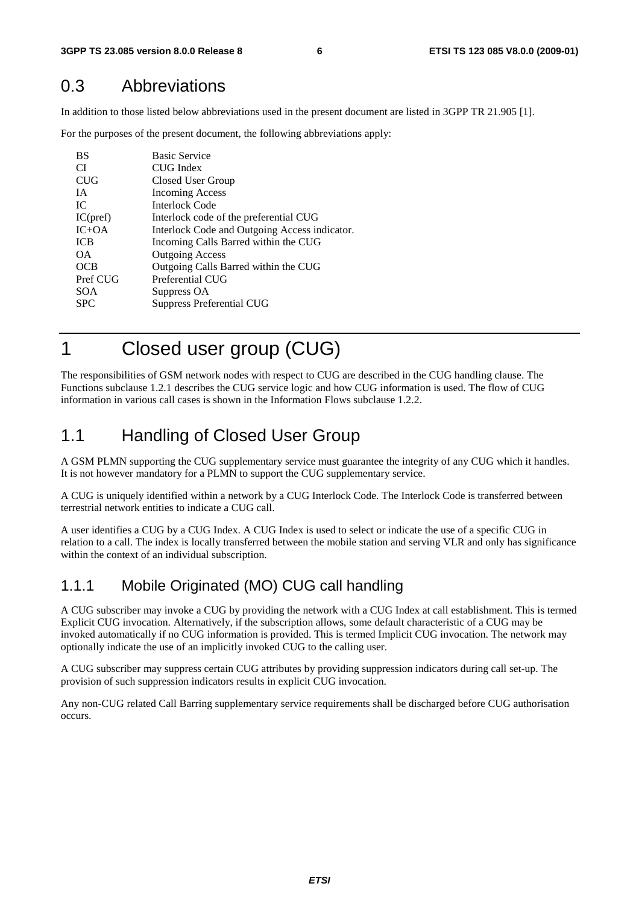## 0.3 Abbreviations

In addition to those listed below abbreviations used in the present document are listed in 3GPP TR 21.905 [1].

For the purposes of the present document, the following abbreviations apply:

| | |
|---|---|
| BS | Basic Service |
| CI | CUG Index |
| CUG | Closed User Group |
| IA | Incoming Access |
| IC | Interlock Code |
| IC(pref) | Interlock code of the preferential CUG |
| IC+OA | Interlock Code and Outgoing Access indicator. |
| ICB | Incoming Calls Barred within the CUG |
| OA | Outgoing Access |
| OCB | Outgoing Calls Barred within the CUG |
| Pref CUG | Preferential CUG |
| SOA | Suppress OA |
| SPC | Suppress Preferential CUG |

# 1 Closed user group (CUG)

The responsibilities of GSM network nodes with respect to CUG are described in the CUG handling clause. The Functions subclause 1.2.1 describes the CUG service logic and how CUG information is used. The flow of CUG information in various call cases is shown in the Information Flows subclause 1.2.2.

## 1.1 Handling of Closed User Group

A GSM PLMN supporting the CUG supplementary service must guarantee the integrity of any CUG which it handles. It is not however mandatory for a PLMN to support the CUG supplementary service.

A CUG is uniquely identified within a network by a CUG Interlock Code. The Interlock Code is transferred between terrestrial network entities to indicate a CUG call.

A user identifies a CUG by a CUG Index. A CUG Index is used to select or indicate the use of a specific CUG in relation to a call. The index is locally transferred between the mobile station and serving VLR and only has significance within the context of an individual subscription.

### 1.1.1 Mobile Originated (MO) CUG call handling

A CUG subscriber may invoke a CUG by providing the network with a CUG Index at call establishment. This is termed Explicit CUG invocation. Alternatively, if the subscription allows, some default characteristic of a CUG may be invoked automatically if no CUG information is provided. This is termed Implicit CUG invocation. The network may optionally indicate the use of an implicitly invoked CUG to the calling user.

A CUG subscriber may suppress certain CUG attributes by providing suppression indicators during call set-up. The provision of such suppression indicators results in explicit CUG invocation.

Any non-CUG related Call Barring supplementary service requirements shall be discharged before CUG authorisation occurs.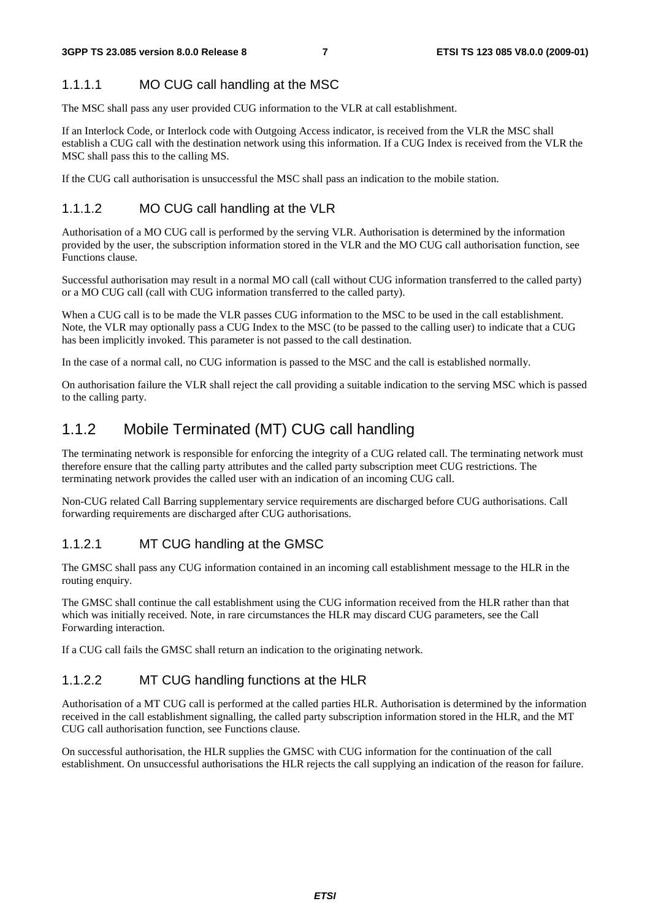#### 1.1.1.1 MO CUG call handling at the MSC

The MSC shall pass any user provided CUG information to the VLR at call establishment.

If an Interlock Code, or Interlock code with Outgoing Access indicator, is received from the VLR the MSC shall establish a CUG call with the destination network using this information. If a CUG Index is received from the VLR the MSC shall pass this to the calling MS.

If the CUG call authorisation is unsuccessful the MSC shall pass an indication to the mobile station.

#### 1.1.1.2 MO CUG call handling at the VLR

Authorisation of a MO CUG call is performed by the serving VLR. Authorisation is determined by the information provided by the user, the subscription information stored in the VLR and the MO CUG call authorisation function, see Functions clause.

Successful authorisation may result in a normal MO call (call without CUG information transferred to the called party) or a MO CUG call (call with CUG information transferred to the called party).

When a CUG call is to be made the VLR passes CUG information to the MSC to be used in the call establishment. Note, the VLR may optionally pass a CUG Index to the MSC (to be passed to the calling user) to indicate that a CUG has been implicitly invoked. This parameter is not passed to the call destination.

In the case of a normal call, no CUG information is passed to the MSC and the call is established normally.

On authorisation failure the VLR shall reject the call providing a suitable indication to the serving MSC which is passed to the calling party.

### 1.1.2 Mobile Terminated (MT) CUG call handling

The terminating network is responsible for enforcing the integrity of a CUG related call. The terminating network must therefore ensure that the calling party attributes and the called party subscription meet CUG restrictions. The terminating network provides the called user with an indication of an incoming CUG call.

Non-CUG related Call Barring supplementary service requirements are discharged before CUG authorisations. Call forwarding requirements are discharged after CUG authorisations.

#### 1.1.2.1 MT CUG handling at the GMSC

The GMSC shall pass any CUG information contained in an incoming call establishment message to the HLR in the routing enquiry.

The GMSC shall continue the call establishment using the CUG information received from the HLR rather than that which was initially received. Note, in rare circumstances the HLR may discard CUG parameters, see the Call Forwarding interaction.

If a CUG call fails the GMSC shall return an indication to the originating network.

#### 1.1.2.2 MT CUG handling functions at the HLR

Authorisation of a MT CUG call is performed at the called parties HLR. Authorisation is determined by the information received in the call establishment signalling, the called party subscription information stored in the HLR, and the MT CUG call authorisation function, see Functions clause.

On successful authorisation, the HLR supplies the GMSC with CUG information for the continuation of the call establishment. On unsuccessful authorisations the HLR rejects the call supplying an indication of the reason for failure.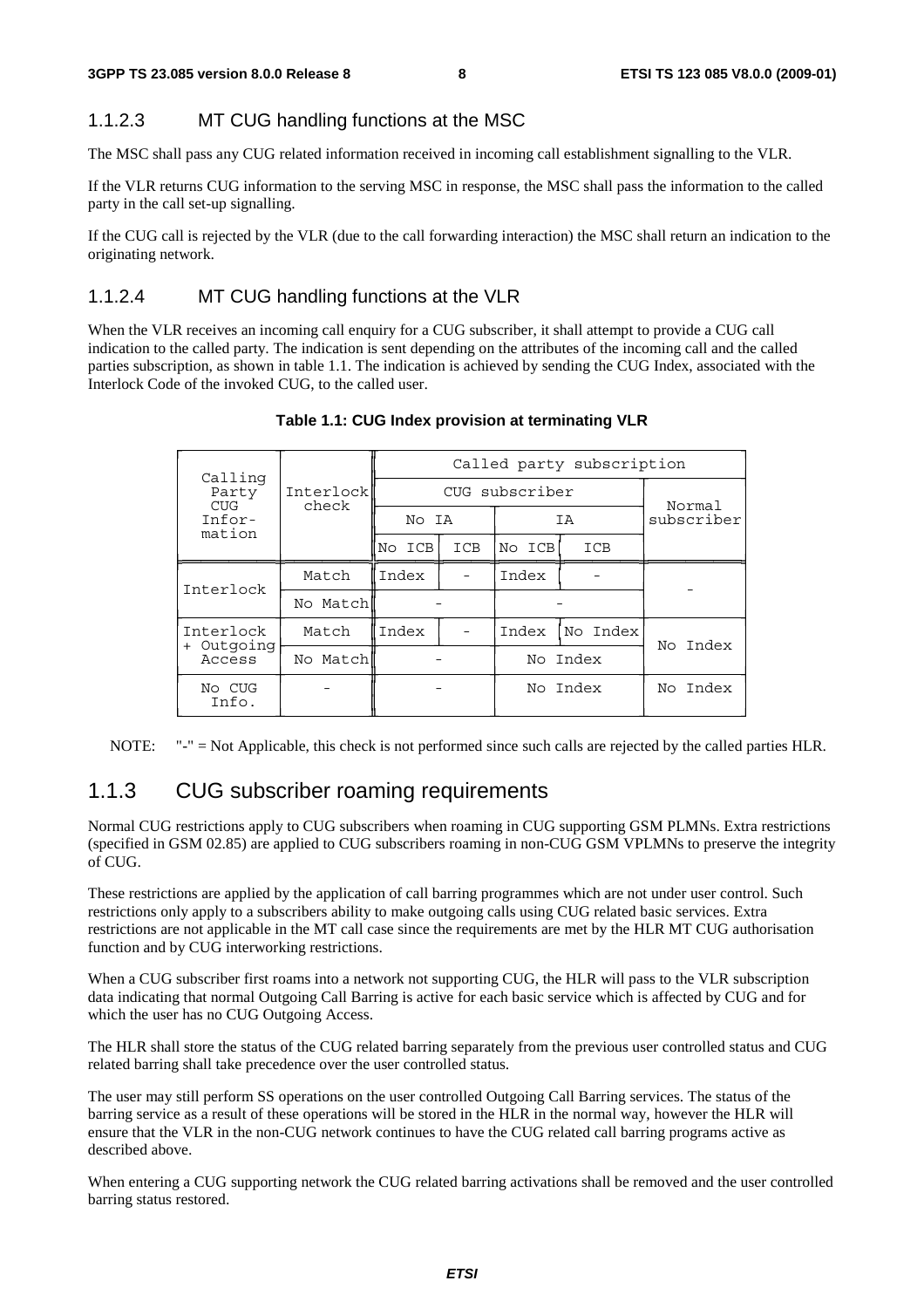### 1.1.2.3 MT CUG handling functions at the MSC

The MSC shall pass any CUG related information received in incoming call establishment signalling to the VLR.

If the VLR returns CUG information to the serving MSC in response, the MSC shall pass the information to the called party in the call set-up signalling.

If the CUG call is rejected by the VLR (due to the call forwarding interaction) the MSC shall return an indication to the originating network.

### 1.1.2.4 MT CUG handling functions at the VLR

When the VLR receives an incoming call enquiry for a CUG subscriber, it shall attempt to provide a CUG call indication to the called party. The indication is sent depending on the attributes of the incoming call and the called parties subscription, as shown in table 1.1. The indication is achieved by sending the CUG Index, associated with the Interlock Code of the invoked CUG, to the called user.

**Table 1.1: CUG Index provision at terminating VLR**

| Calling Party CUG Information | Interlock check | Called party subscription | | | | |
|---|---|---|---|---|---|---|
| | | CUG subscriber | | | | Normal subscriber |
| | | No IA | | IA | | |
| | | No ICB | ICB | No ICB | ICB | |
| Interlock | Match | Index | - | Index | - | - |
| | No Match | - | | - | | |
| Interlock + Outgoing Access | Match | Index | - | Index | No Index | No Index |
| | No Match | - | | No Index | | |
| No CUG Info. | - | - | | No Index | | No Index |

NOTE: "-" = Not Applicable, this check is not performed since such calls are rejected by the called parties HLR.

## 1.1.3 CUG subscriber roaming requirements

Normal CUG restrictions apply to CUG subscribers when roaming in CUG supporting GSM PLMNs. Extra restrictions (specified in GSM 02.85) are applied to CUG subscribers roaming in non-CUG GSM VPLMNs to preserve the integrity of CUG.

These restrictions are applied by the application of call barring programmes which are not under user control. Such restrictions only apply to a subscribers ability to make outgoing calls using CUG related basic services. Extra restrictions are not applicable in the MT call case since the requirements are met by the HLR MT CUG authorisation function and by CUG interworking restrictions.

When a CUG subscriber first roams into a network not supporting CUG, the HLR will pass to the VLR subscription data indicating that normal Outgoing Call Barring is active for each basic service which is affected by CUG and for which the user has no CUG Outgoing Access.

The HLR shall store the status of the CUG related barring separately from the previous user controlled status and CUG related barring shall take precedence over the user controlled status.

The user may still perform SS operations on the user controlled Outgoing Call Barring services. The status of the barring service as a result of these operations will be stored in the HLR in the normal way, however the HLR will ensure that the VLR in the non-CUG network continues to have the CUG related call barring programs active as described above.

When entering a CUG supporting network the CUG related barring activations shall be removed and the user controlled barring status restored.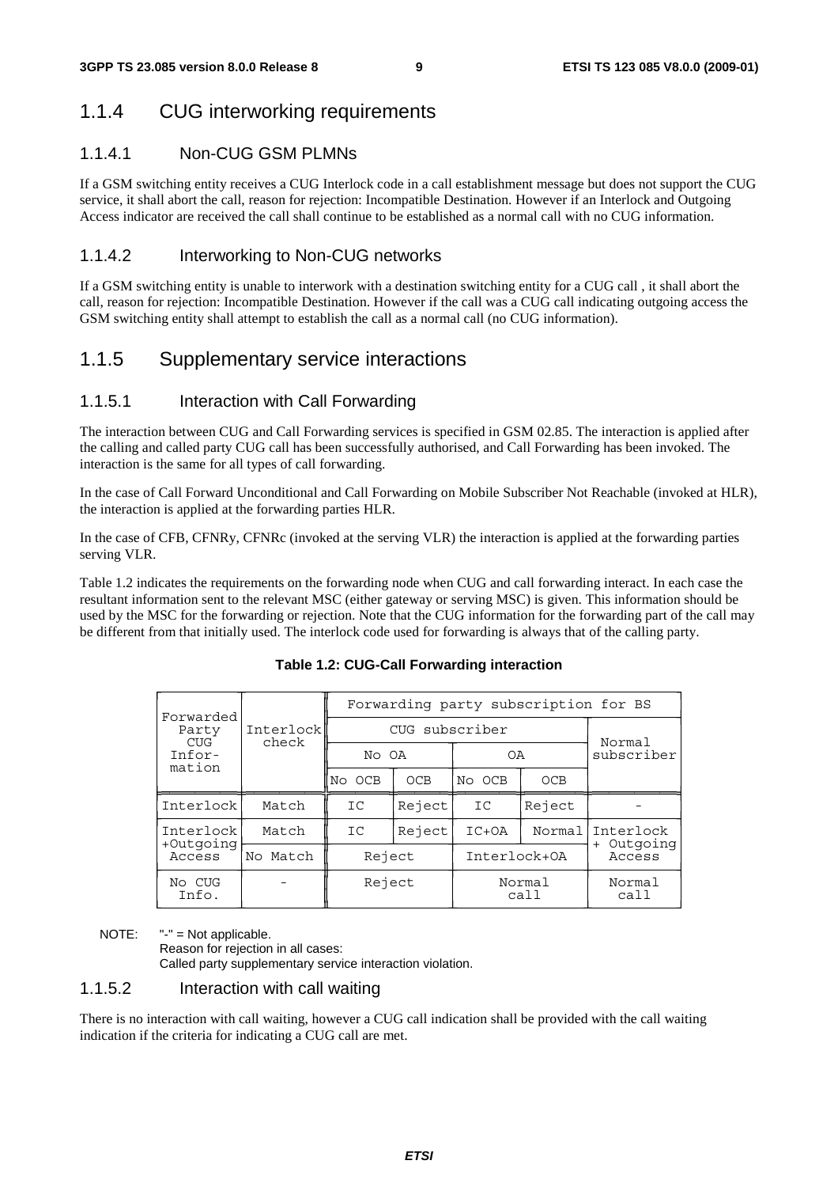## 1.1.4 CUG interworking requirements

### 1.1.4.1 Non-CUG GSM PLMNs

If a GSM switching entity receives a CUG Interlock code in a call establishment message but does not support the CUG service, it shall abort the call, reason for rejection: Incompatible Destination. However if an Interlock and Outgoing Access indicator are received the call shall continue to be established as a normal call with no CUG information.

### 1.1.4.2 Interworking to Non-CUG networks

If a GSM switching entity is unable to interwork with a destination switching entity for a CUG call , it shall abort the call, reason for rejection: Incompatible Destination. However if the call was a CUG call indicating outgoing access the GSM switching entity shall attempt to establish the call as a normal call (no CUG information).

## 1.1.5 Supplementary service interactions

### 1.1.5.1 Interaction with Call Forwarding

The interaction between CUG and Call Forwarding services is specified in GSM 02.85. The interaction is applied after the calling and called party CUG call has been successfully authorised, and Call Forwarding has been invoked. The interaction is the same for all types of call forwarding.

In the case of Call Forward Unconditional and Call Forwarding on Mobile Subscriber Not Reachable (invoked at HLR), the interaction is applied at the forwarding parties HLR.

In the case of CFB, CFNRy, CFNRc (invoked at the serving VLR) the interaction is applied at the forwarding parties serving VLR.

Table 1.2 indicates the requirements on the forwarding node when CUG and call forwarding interact. In each case the resultant information sent to the relevant MSC (either gateway or serving MSC) is given. This information should be used by the MSC for the forwarding or rejection. Note that the CUG information for the forwarding part of the call may be different from that initially used. The interlock code used for forwarding is always that of the calling party.

**Table 1.2: CUG-Call Forwarding interaction**

| Forwarded Party CUG Infor-mation | Interlock check | Forwarding party subscription for BS | | | | |
|---|---|---|---|---|---|---|
| | | CUG subscriber | | | | Normal subscriber |
| | | No OA | | OA | | |
| | | No OCB | OCB | No OCB | OCB | |
| Interlock | Match | IC | Reject | IC | Reject | - |
| Interlock +Outgoing Access | Match | IC | Reject | IC+OA | Normal | Interlock + Outgoing Access |
| | No Match | Reject | | Interlock+OA | | |
| No CUG Info. | - | Reject | | Normal call | | Normal call |

NOTE: "-" = Not applicable.
Reason for rejection in all cases:
Called party supplementary service interaction violation.

### 1.1.5.2 Interaction with call waiting

There is no interaction with call waiting, however a CUG call indication shall be provided with the call waiting indication if the criteria for indicating a CUG call are met.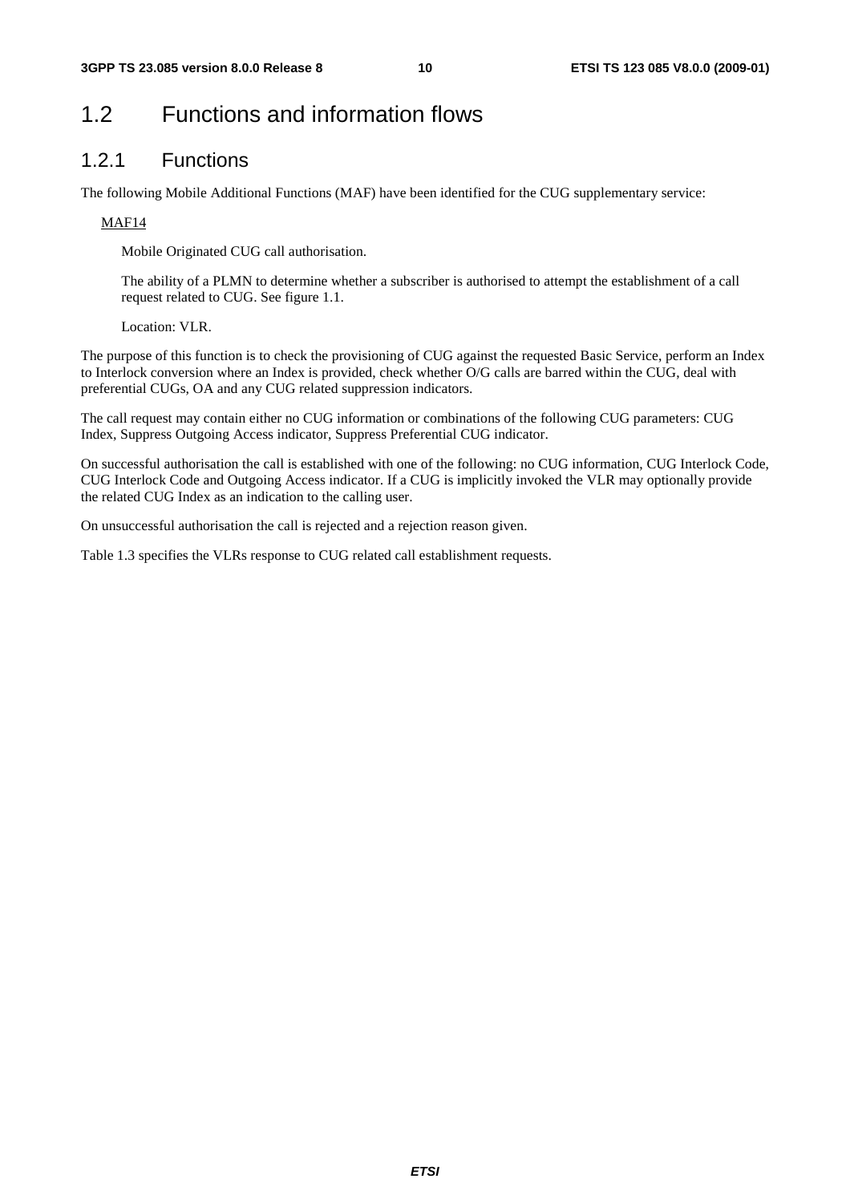# 1.2 Functions and information flows

## 1.2.1 Functions

The following Mobile Additional Functions (MAF) have been identified for the CUG supplementary service:

MAF14

Mobile Originated CUG call authorisation.

The ability of a PLMN to determine whether a subscriber is authorised to attempt the establishment of a call request related to CUG. See figure 1.1.

Location: VLR.

The purpose of this function is to check the provisioning of CUG against the requested Basic Service, perform an Index to Interlock conversion where an Index is provided, check whether O/G calls are barred within the CUG, deal with preferential CUGs, OA and any CUG related suppression indicators.

The call request may contain either no CUG information or combinations of the following CUG parameters: CUG Index, Suppress Outgoing Access indicator, Suppress Preferential CUG indicator.

On successful authorisation the call is established with one of the following: no CUG information, CUG Interlock Code, CUG Interlock Code and Outgoing Access indicator. If a CUG is implicitly invoked the VLR may optionally provide the related CUG Index as an indication to the calling user.

On unsuccessful authorisation the call is rejected and a rejection reason given.

Table 1.3 specifies the VLRs response to CUG related call establishment requests.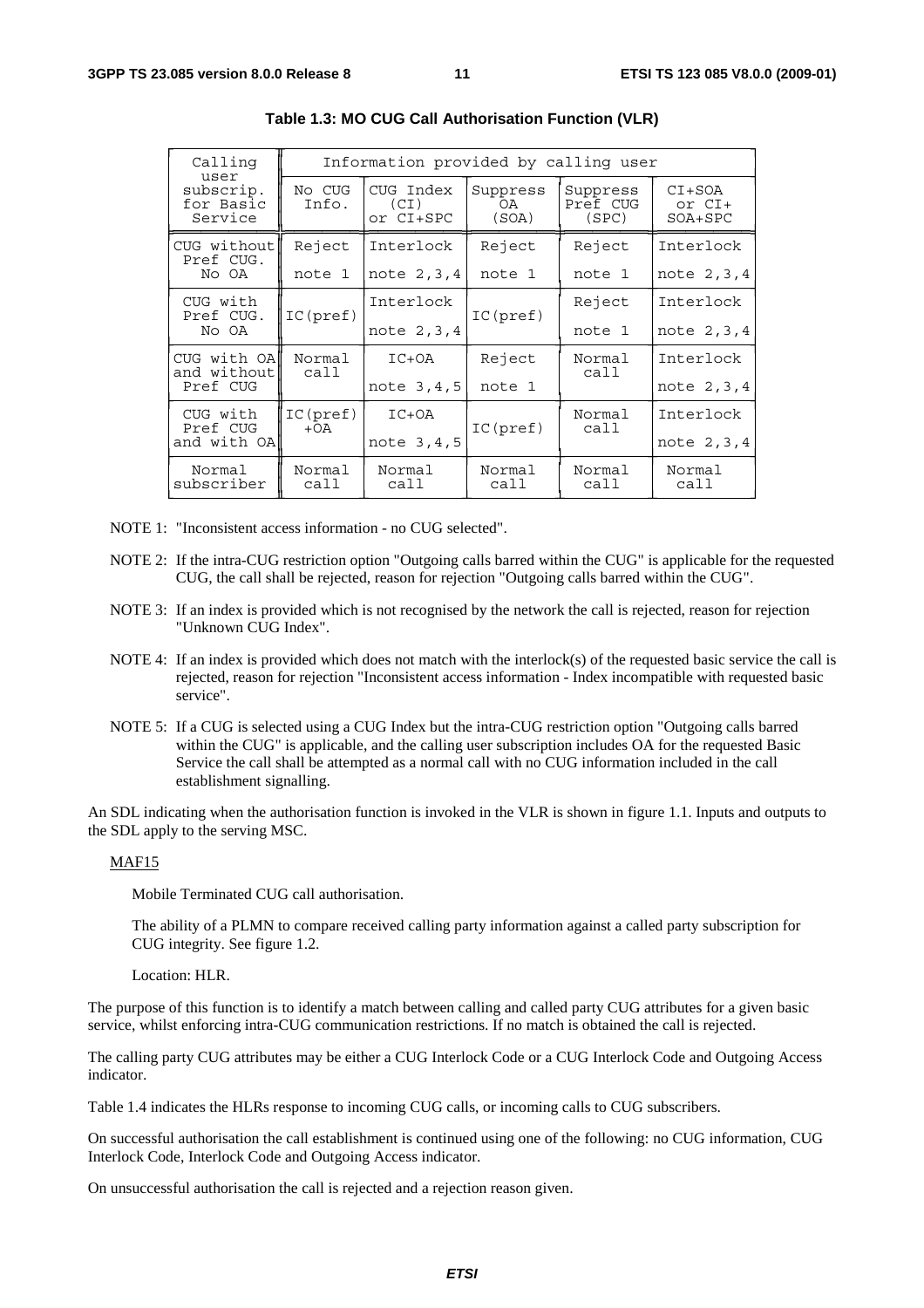**Table 1.3: MO CUG Call Authorisation Function (VLR)**

| Calling user subscrip. for Basic Service | Information provided by calling user | | | | |
|---|---|---|---|---|---|
| | No CUG Info. | CUG Index (CI) or CI+SPC | Suppress OA (SOA) | Suppress Pref CUG (SPC) | CI+SOA or CI+ SOA+SPC |
| CUG without Pref CUG. No OA | Reject note 1 | Interlock note 2,3,4 | Reject note 1 | Reject note 1 | Interlock note 2,3,4 |
| CUG with Pref CUG. No OA | IC(pref) | Interlock note 2,3,4 | IC(pref) | Reject note 1 | Interlock note 2,3,4 |
| CUG with OA and without Pref CUG | Normal call | IC+OA note 3,4,5 | Reject note 1 | Normal call | Interlock note 2,3,4 |
| CUG with Pref CUG and with OA | IC(pref) +OA | IC+OA note 3,4,5 | IC(pref) | Normal call | Interlock note 2,3,4 |
| Normal subscriber | Normal call | Normal call | Normal call | Normal call | Normal call |

NOTE 1: "Inconsistent access information - no CUG selected".

NOTE 2: If the intra-CUG restriction option "Outgoing calls barred within the CUG" is applicable for the requested CUG, the call shall be rejected, reason for rejection "Outgoing calls barred within the CUG".

NOTE 3: If an index is provided which is not recognised by the network the call is rejected, reason for rejection "Unknown CUG Index".

NOTE 4: If an index is provided which does not match with the interlock(s) of the requested basic service the call is rejected, reason for rejection "Inconsistent access information - Index incompatible with requested basic service".

NOTE 5: If a CUG is selected using a CUG Index but the intra-CUG restriction option "Outgoing calls barred within the CUG" is applicable, and the calling user subscription includes OA for the requested Basic Service the call shall be attempted as a normal call with no CUG information included in the call establishment signalling.

An SDL indicating when the authorisation function is invoked in the VLR is shown in figure 1.1. Inputs and outputs to the SDL apply to the serving MSC.

MAF15

Mobile Terminated CUG call authorisation.

The ability of a PLMN to compare received calling party information against a called party subscription for CUG integrity. See figure 1.2.

Location: HLR.

The purpose of this function is to identify a match between calling and called party CUG attributes for a given basic service, whilst enforcing intra-CUG communication restrictions. If no match is obtained the call is rejected.

The calling party CUG attributes may be either a CUG Interlock Code or a CUG Interlock Code and Outgoing Access indicator.

Table 1.4 indicates the HLRs response to incoming CUG calls, or incoming calls to CUG subscribers.

On successful authorisation the call establishment is continued using one of the following: no CUG information, CUG Interlock Code, Interlock Code and Outgoing Access indicator.

On unsuccessful authorisation the call is rejected and a rejection reason given.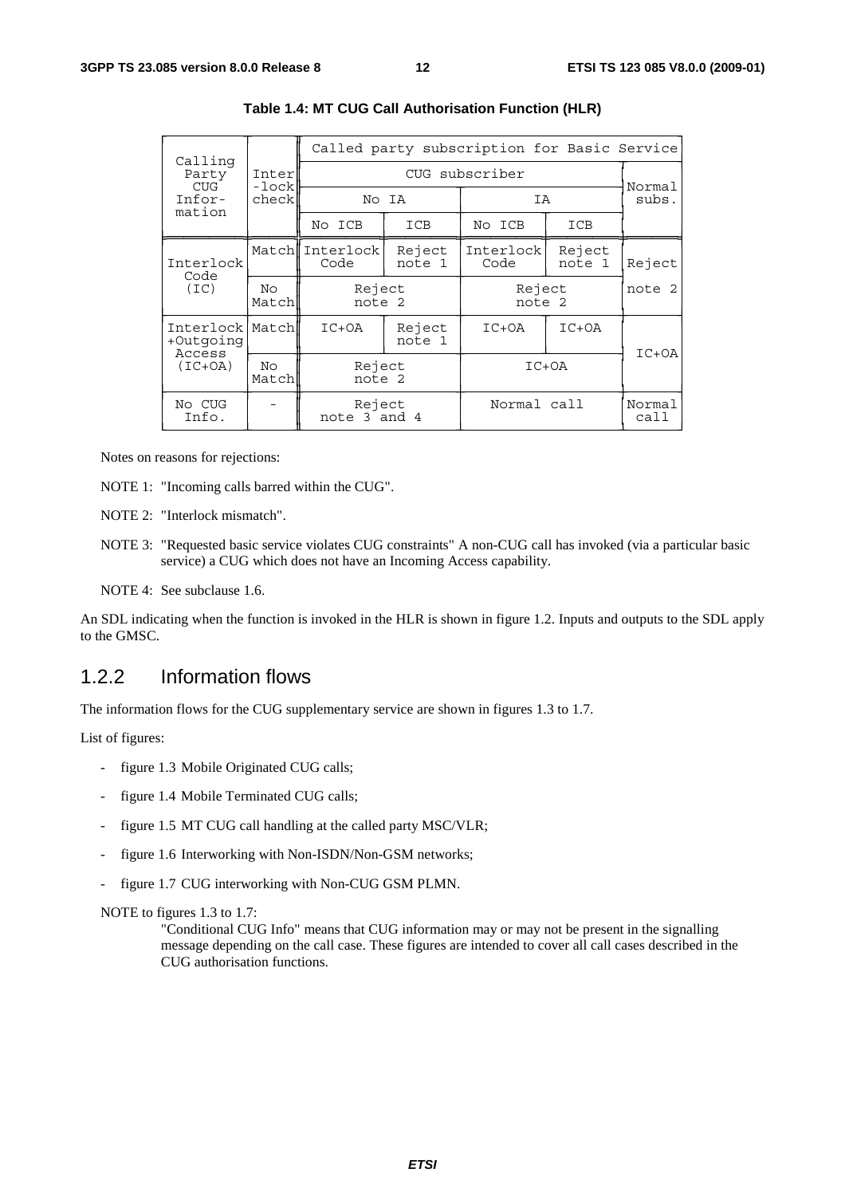**Table 1.4: MT CUG Call Authorisation Function (HLR)**

| Calling Party CUG Information | Interlock check | Called party subscription for Basic Service | | | | |
|---|---|---|---|---|---|---|
| | | CUG subscriber | | | | Normal subs. |
| | | No IA | | IA | | |
| | | No ICB | ICB | No ICB | ICB | |
| Interlock Code (IC) | Match | Interlock Code | Reject note 1 | Interlock Code | Reject note 1 | Reject note 2 |
| | No Match | Reject note 2 | | Reject note 2 | | |
| Interlock +Outgoing Access (IC+OA) | Match | IC+OA | Reject note 1 | IC+OA | IC+OA | IC+OA |
| | No Match | Reject note 2 | | IC+OA | | |
| No CUG Info. | - | Reject note 3 and 4 | | Normal call | | Normal call |

Notes on reasons for rejections:

NOTE 1: "Incoming calls barred within the CUG".

NOTE 2: "Interlock mismatch".

NOTE 3: "Requested basic service violates CUG constraints" A non-CUG call has invoked (via a particular basic service) a CUG which does not have an Incoming Access capability.

NOTE 4: See subclause 1.6.

An SDL indicating when the function is invoked in the HLR is shown in figure 1.2. Inputs and outputs to the SDL apply to the GMSC.

## 1.2.2 Information flows

The information flows for the CUG supplementary service are shown in figures 1.3 to 1.7.

List of figures:

- figure 1.3 Mobile Originated CUG calls;
- figure 1.4 Mobile Terminated CUG calls;
- figure 1.5 MT CUG call handling at the called party MSC/VLR;
- figure 1.6 Interworking with Non-ISDN/Non-GSM networks;
- figure 1.7 CUG interworking with Non-CUG GSM PLMN.

NOTE to figures 1.3 to 1.7:
"Conditional CUG Info" means that CUG information may or may not be present in the signalling message depending on the call case. These figures are intended to cover all call cases described in the CUG authorisation functions.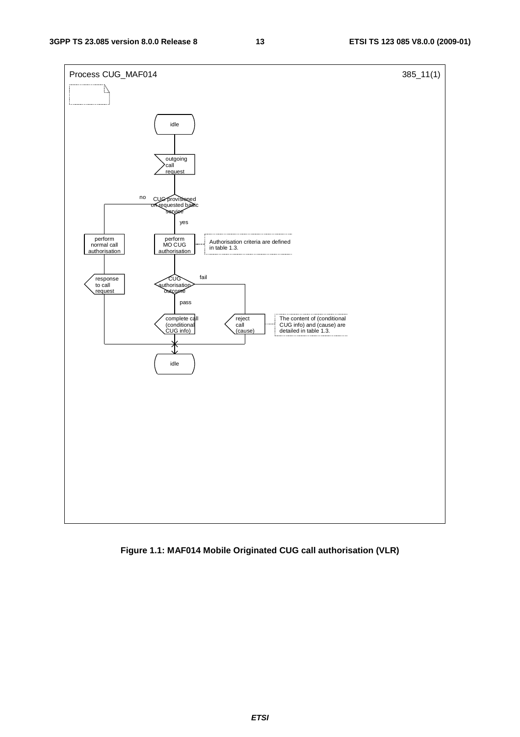Process CUG_MAF014 385_11(1)

```
idle
  |
outgoing call request
  |
CUG provisioned on requested basic service?
  |-- no --> perform normal call authorisation --> response to call request --> idle
  |
  yes
  |
perform MO CUG authorisation    [Authorisation criteria are defined in table 1.3.]
  |
CUG authorisation outcome?
  |-- fail --> reject call (cause) --> idle    [The content of (conditional CUG info) and (cause) are detailed in table 1.3.]
  |
  pass
  |
complete call (conditional CUG info)
  |
idle
```

**Figure 1.1: MAF014 Mobile Originated CUG call authorisation (VLR)**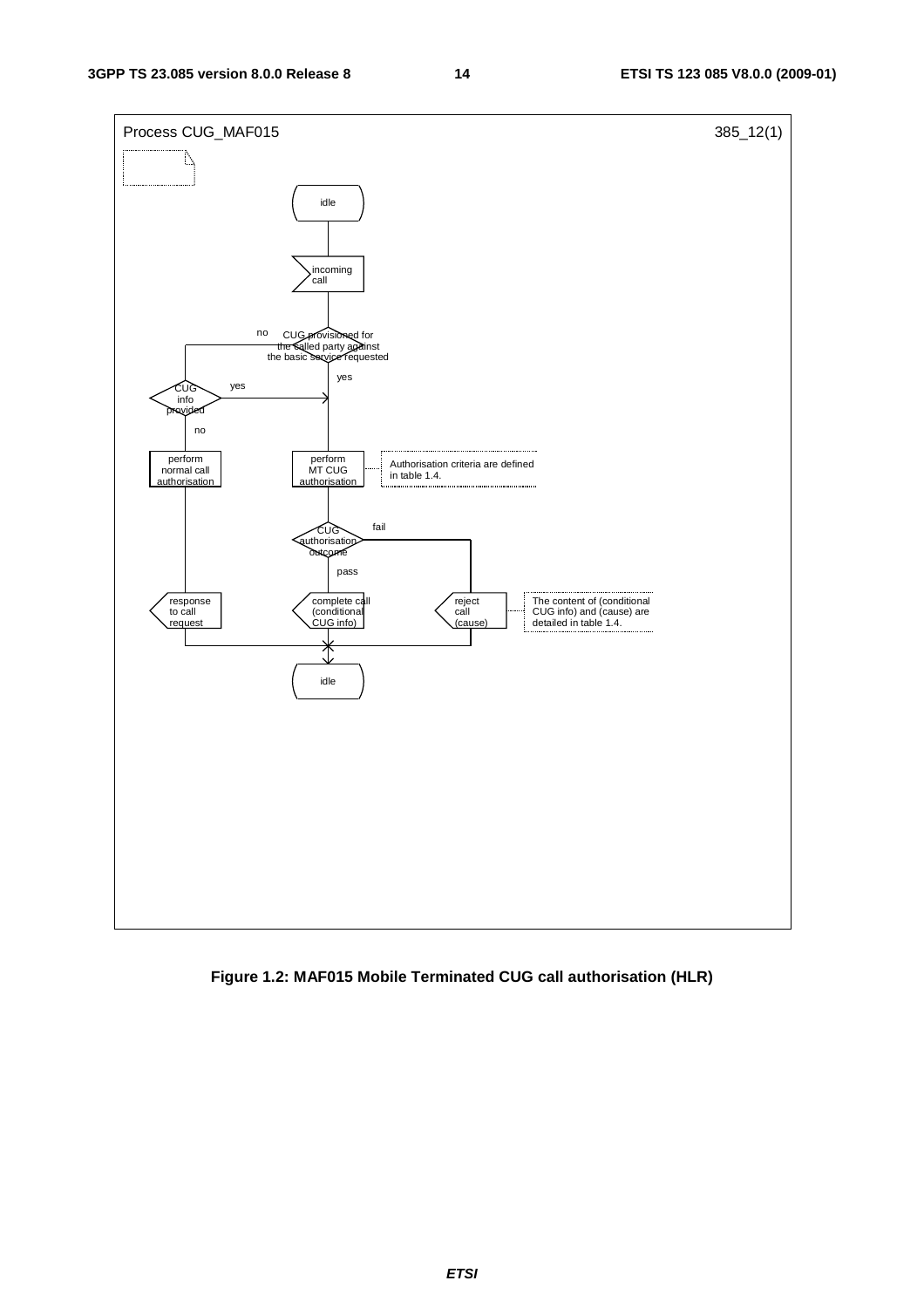Process CUG_MAF015 385_12(1)

idle

incoming call

CUG provisioned for the called party against the basic service requested — no / yes

CUG info provided — yes / no

perform normal call authorisation

perform MT CUG authorisation

Authorisation criteria are defined in table 1.4.

CUG authorisation outcome — fail / pass

response to call request

complete call (conditional CUG info)

reject call (cause)

The content of (conditional CUG info) and (cause) are detailed in table 1.4.

idle

**Figure 1.2: MAF015 Mobile Terminated CUG call authorisation (HLR)**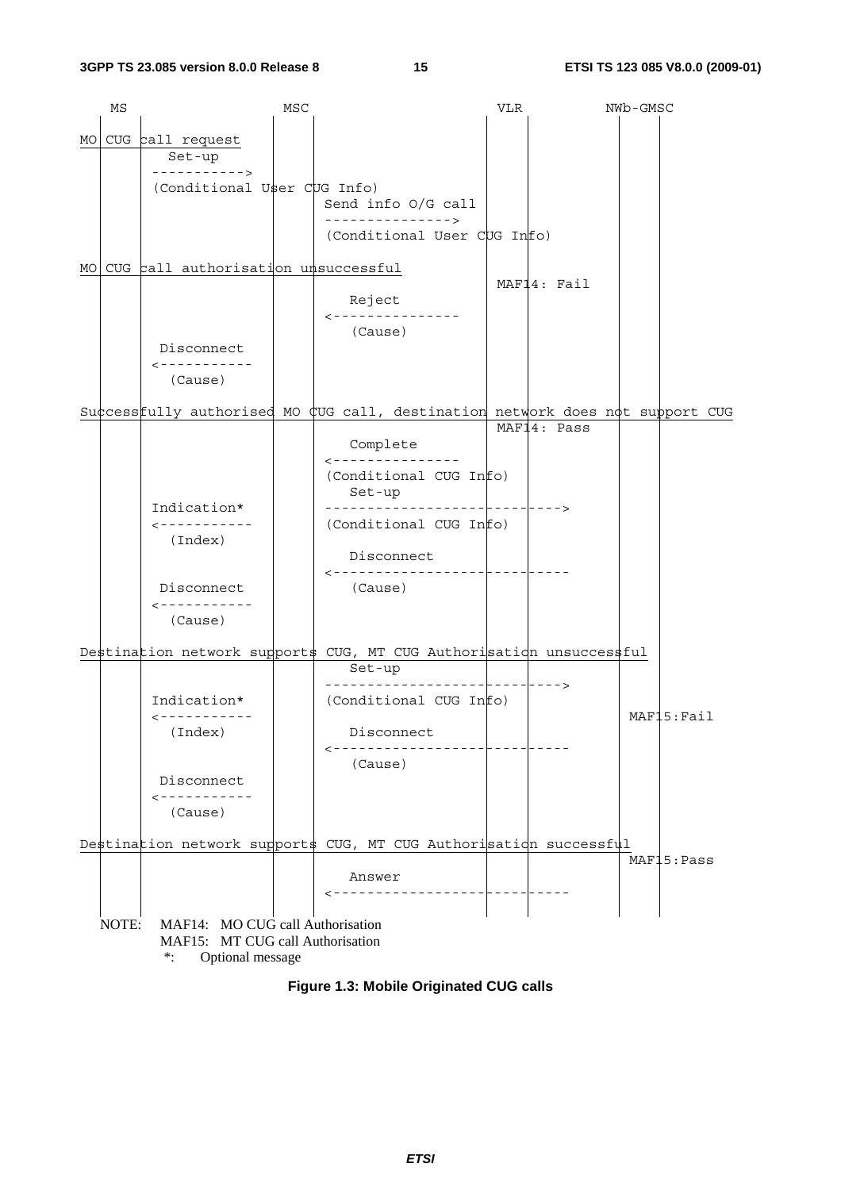```
    MS                   MSC                               VLR           NWb-GMSC

MO CUG call request
        Set-up
       ----------->
       (Conditional User CUG Info)
                             Send info O/G call
                             --------------->
                             (Conditional User CUG Info)

MO CUG call authorisation unsuccessful
                                                           MAF14: Fail
                                Reject
                             <---------------
                                (Cause)
        Disconnect
       <-----------
         (Cause)

Successfully authorised MO CUG call, destination network does not support CUG
                                                           MAF14: Pass
                                Complete
                             <---------------
                             (Conditional CUG Info)
                                Set-up
       Indication*           ----------------------------->
       <-----------          (Conditional CUG Info)
         (Index)
                                Disconnect
                             <-----------------------------
        Disconnect              (Cause)
       <-----------
         (Cause)

Destination network supports CUG, MT CUG Authorisation unsuccessful
                                Set-up
                             ----------------------------->
       Indication*           (Conditional CUG Info)
       <-----------                                                    MAF15:Fail
         (Index)                Disconnect
                             <-----------------------------
                                (Cause)
        Disconnect
       <-----------
         (Cause)

Destination network supports CUG, MT CUG Authorisation successful
                                                                       MAF15:Pass
                                Answer
                             <-----------------------------
```

NOTE: MAF14: MO CUG call Authorisation
MAF15: MT CUG call Authorisation
*: Optional message

**Figure 1.3: Mobile Originated CUG calls**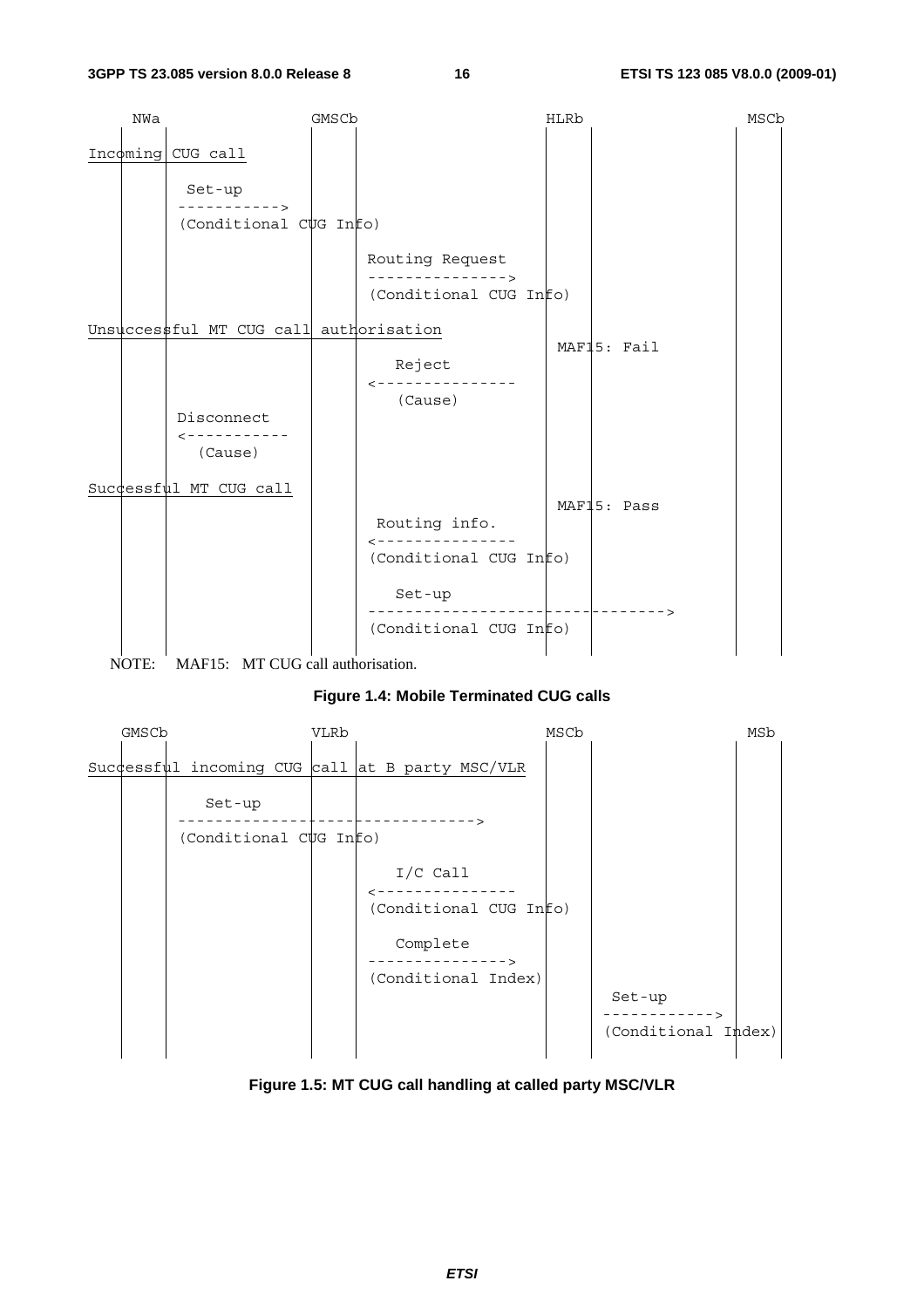```
    NWa                     GMSCb                      HLRb                  MSCb
     |    |                 |    |                     |    |                |    |
Incoming CUG call           |    |                     |    |                |    |
     |    |                 |    |                     |    |                |    |
     |    |  Set-up         |    |                     |    |                |    |
     |    | ----------->    |    |                     |    |                |    |
     |    | (Conditional CUG Info)                     |    |                |    |
     |    |                 |    |                     |    |                |    |
     |    |                 |    | Routing Request     |    |                |    |
     |    |                 |    | --------------->    |    |                |    |
     |    |                 |    | (Conditional CUG Info)   |                |    |
     |    |                 |    |                     |    |                |    |
Unsuccessful MT CUG call authorisation                 |    |                |    |
     |    |                 |    |                     MAF15: Fail           |    |
     |    |                 |    |    Reject           |    |                |    |
     |    |                 |    | <---------------    |    |                |    |
     |    |                 |    |    (Cause)          |    |                |    |
     |    | Disconnect      |    |                     |    |                |    |
     |    | <-----------    |    |                     |    |                |    |
     |    |   (Cause)       |    |                     |    |                |    |
     |    |                 |    |                     |    |                |    |
Successful MT CUG call      |    |                     |    |                |    |
     |    |                 |    |                     MAF15: Pass           |    |
     |    |                 |    |  Routing info.      |    |                |    |
     |    |                 |    | <---------------    |    |                |    |
     |    |                 |    | (Conditional CUG Info)   |                |    |
     |    |                 |    |                     |    |                |    |
     |    |                 |    |    Set-up           |    |                |    |
     |    |                 |    | -------------------------------------->  |    |
     |    |                 |    | (Conditional CUG Info)   |                |    |
     |    |                 |    |                     |    |                |    |
```

NOTE: MAF15: MT CUG call authorisation.

**Figure 1.4: Mobile Terminated CUG calls**

```
    GMSCb                   VLRb                       MSCb                  MSb
     |    |                 |    |                     |    |                |    |
Successful incoming CUG call at B party MSC/VLR        |    |                |    |
     |    |                 |    |                     |    |                |    |
     |    |   Set-up        |    |                     |    |                |    |
     |    | ------------------------------->           |    |                |    |
     |    | (Conditional CUG Info)                     |    |                |    |
     |    |                 |    |                     |    |                |    |
     |    |                 |    |    I/C Call         |    |                |    |
     |    |                 |    | <---------------    |    |                |    |
     |    |                 |    | (Conditional CUG Info)   |                |    |
     |    |                 |    |                     |    |                |    |
     |    |                 |    |    Complete         |    |                |    |
     |    |                 |    | --------------->    |    |                |    |
     |    |                 |    | (Conditional Index) |    |                |    |
     |    |                 |    |                     |    |  Set-up        |    |
     |    |                 |    |                     |    | ------------>  |    |
     |    |                 |    |                     |    | (Conditional Index) |
     |    |                 |    |                     |    |                |    |
```

**Figure 1.5: MT CUG call handling at called party MSC/VLR**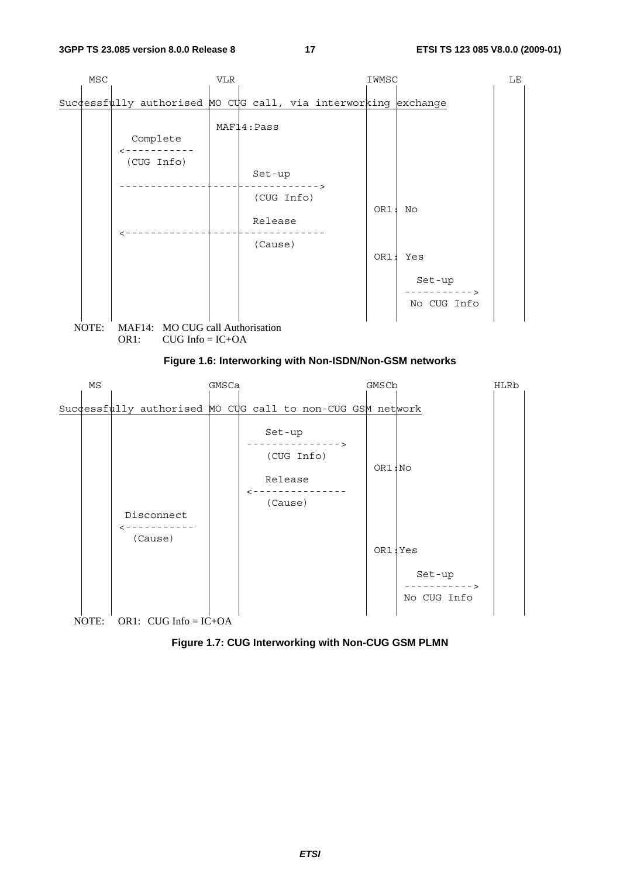```
   MSC                    VLR                       IWMSC                   LE
    |     |                |   |                      |     |                |  |
Successfully authorised MO CUG call, via interworking exchange              |  |
    |     |                |   |                      |     |                |  |
    |     |                MAF14:Pass                 |     |                |  |
    |     |   Complete     |   |                      |     |                |  |
    |     |<-----------    |   |                      |     |                |  |
    |     | (CUG Info)     |   |                      |     |                |  |
    |     |                |   |     Set-up           |     |                |  |
    |     |------------------------------------>      |     |                |  |
    |     |                |   |   (CUG Info)         |     |                |  |
    |     |                |   |                      OR1: No                |  |
    |     |                |   |     Release          |     |                |  |
    |     |<------------------------------------      |     |                |  |
    |     |                |   |     (Cause)          |     |                |  |
    |     |                |   |                      OR1: Yes               |  |
    |     |                |   |                      |     |                |  |
    |     |                |   |                      |     |   Set-up       |  |
    |     |                |   |                      |     |----------->    |  |
    |     |                |   |                      |     |  No CUG Info   |  |
    |     |                |   |                      |     |                |  |
```

NOTE: MAF14: MO CUG call Authorisation
OR1: CUG Info = IC+OA

**Figure 1.6: Interworking with Non-ISDN/Non-GSM networks**

```
   MS                    GMSCa                      GMSCb                   HLRb
    |     |                |   |                      |     |                |  |
Successfully authorised MO CUG call to non-CUG GSM network                  |  |
    |     |                |   |                      |     |                |  |
    |     |                |   |    Set-up            |     |                |  |
    |     |                |   |--------------->      |     |                |  |
    |     |                |   |   (CUG Info)         |     |                |  |
    |     |                |   |                      OR1:No                 |  |
    |     |                |   |    Release           |     |                |  |
    |     |                |   |<---------------      |     |                |  |
    |     |                |   |    (Cause)           |     |                |  |
    |     |  Disconnect    |   |                      |     |                |  |
    |     |<-----------    |   |                      |     |                |  |
    |     |   (Cause)      |   |                      |     |                |  |
    |     |                |   |                      OR1:Yes                |  |
    |     |                |   |                      |     |                |  |
    |     |                |   |                      |     |   Set-up       |  |
    |     |                |   |                      |     |----------->    |  |
    |     |                |   |                      |     |  No CUG Info   |  |
    |     |                |   |                      |     |                |  |
```

NOTE: OR1: CUG Info = IC+OA

**Figure 1.7: CUG Interworking with Non-CUG GSM PLMN**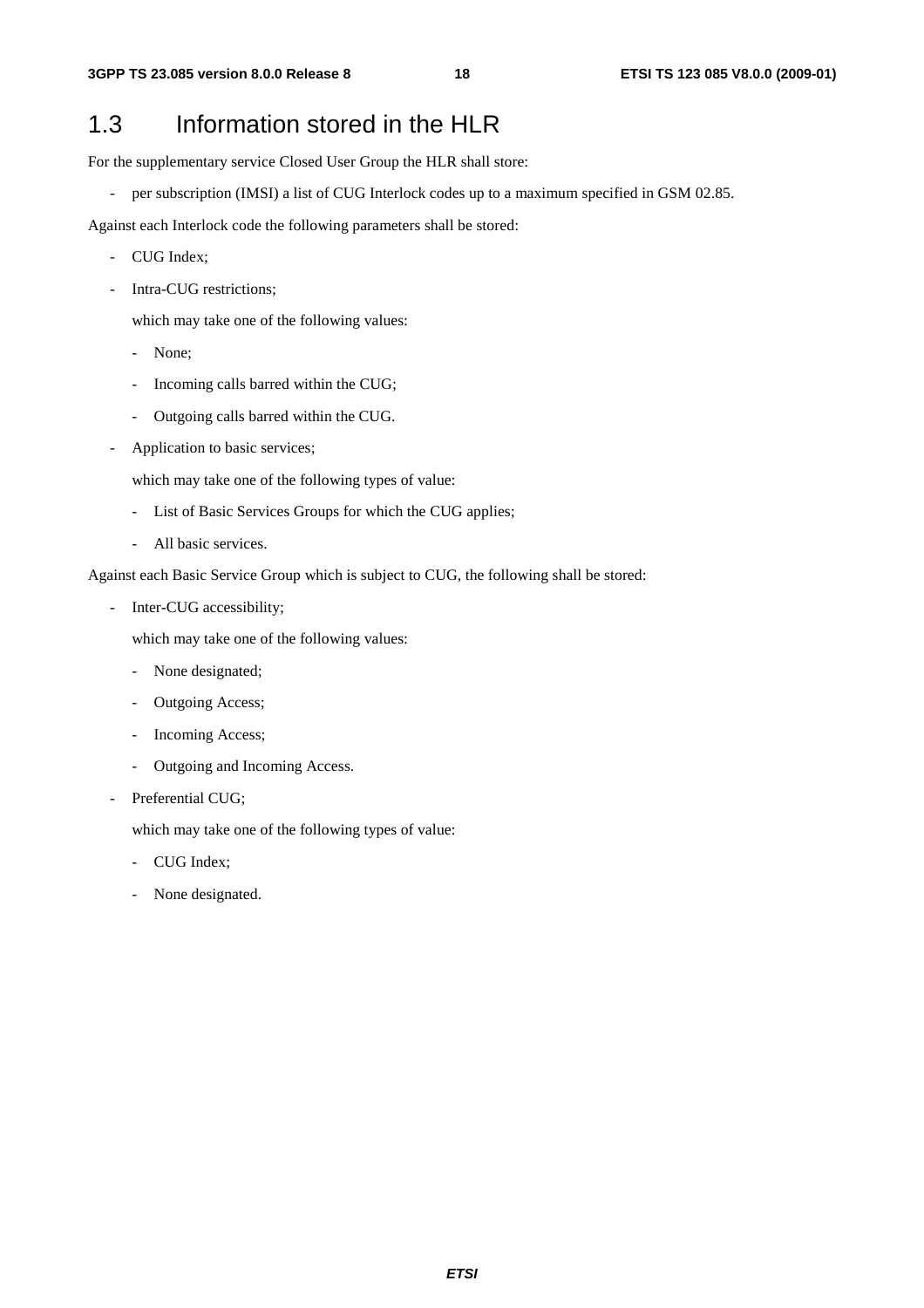# 1.3 Information stored in the HLR

For the supplementary service Closed User Group the HLR shall store:

- per subscription (IMSI) a list of CUG Interlock codes up to a maximum specified in GSM 02.85.

Against each Interlock code the following parameters shall be stored:

- CUG Index;
- Intra-CUG restrictions;

  which may take one of the following values:

  - None;
  - Incoming calls barred within the CUG;
  - Outgoing calls barred within the CUG.
- Application to basic services;

  which may take one of the following types of value:

  - List of Basic Services Groups for which the CUG applies;
  - All basic services.

Against each Basic Service Group which is subject to CUG, the following shall be stored:

- Inter-CUG accessibility;

  which may take one of the following values:

  - None designated;
  - Outgoing Access;
  - Incoming Access;
  - Outgoing and Incoming Access.
- Preferential CUG;

  which may take one of the following types of value:

  - CUG Index;
  - None designated.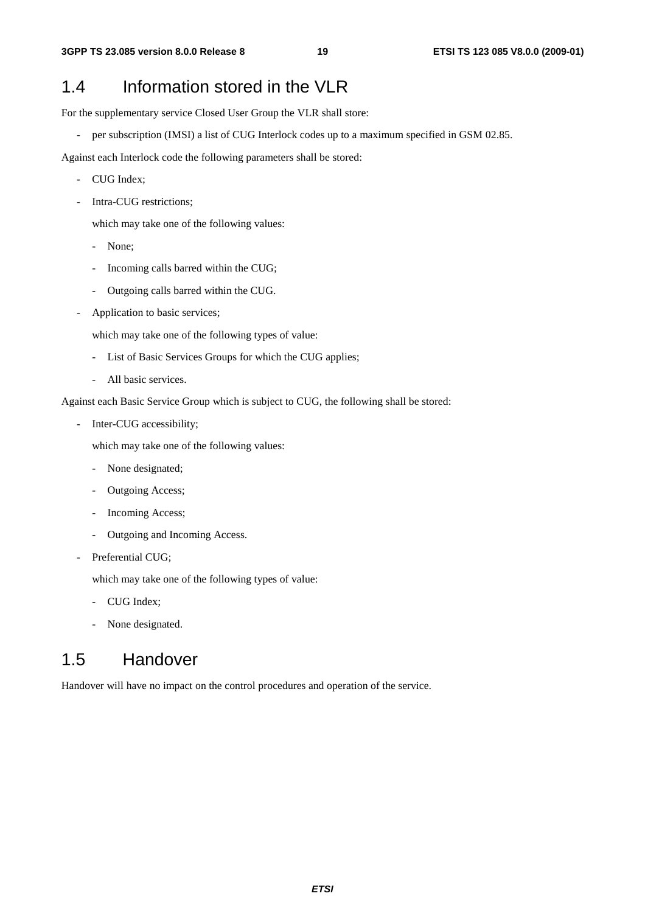## 1.4 Information stored in the VLR

For the supplementary service Closed User Group the VLR shall store:

- per subscription (IMSI) a list of CUG Interlock codes up to a maximum specified in GSM 02.85.

Against each Interlock code the following parameters shall be stored:

- CUG Index;
- Intra-CUG restrictions;

  which may take one of the following values:

  - None;
  - Incoming calls barred within the CUG;
  - Outgoing calls barred within the CUG.
- Application to basic services;

  which may take one of the following types of value:

  - List of Basic Services Groups for which the CUG applies;
  - All basic services.

Against each Basic Service Group which is subject to CUG, the following shall be stored:

- Inter-CUG accessibility;

  which may take one of the following values:

  - None designated;
  - Outgoing Access;
  - Incoming Access;
  - Outgoing and Incoming Access.
- Preferential CUG;

  which may take one of the following types of value:

  - CUG Index;
  - None designated.

## 1.5 Handover

Handover will have no impact on the control procedures and operation of the service.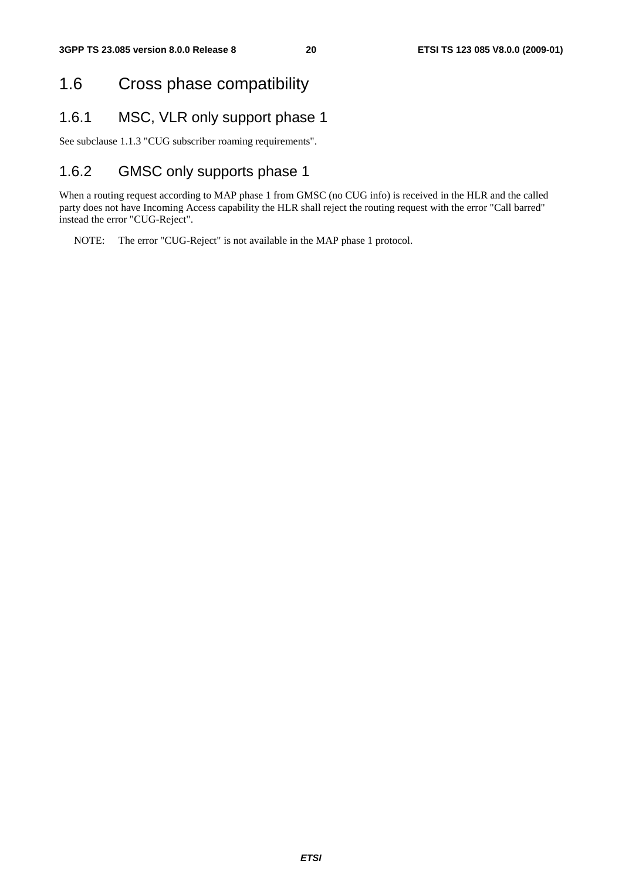# 1.6 Cross phase compatibility

## 1.6.1 MSC, VLR only support phase 1

See subclause 1.1.3 "CUG subscriber roaming requirements".

## 1.6.2 GMSC only supports phase 1

When a routing request according to MAP phase 1 from GMSC (no CUG info) is received in the HLR and the called party does not have Incoming Access capability the HLR shall reject the routing request with the error "Call barred" instead the error "CUG-Reject".

NOTE: The error "CUG-Reject" is not available in the MAP phase 1 protocol.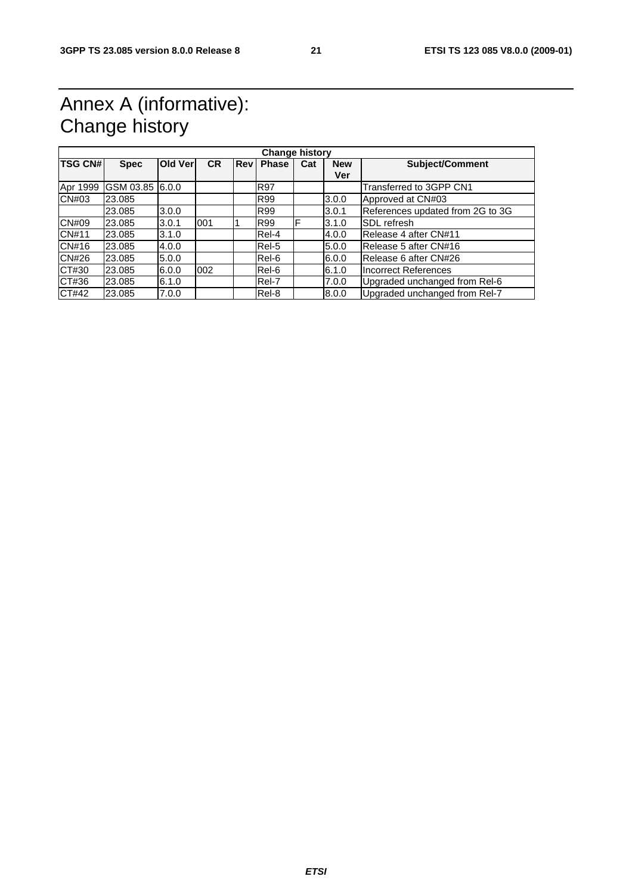# Annex A (informative): Change history

| Change history | | | | | | | | |
|---|---|---|---|---|---|---|---|---|
| **TSG CN#** | **Spec** | **Old Ver** | **CR** | **Rev** | **Phase** | **Cat** | **New Ver** | **Subject/Comment** |
| Apr 1999 | GSM 03.85 | 6.0.0 | | | R97 | | | Transferred to 3GPP CN1 |
| CN#03 | 23.085 | | | | R99 | | 3.0.0 | Approved at CN#03 |
| | 23.085 | 3.0.0 | | | R99 | | 3.0.1 | References updated from 2G to 3G |
| CN#09 | 23.085 | 3.0.1 | 001 | 1 | R99 | F | 3.1.0 | SDL refresh |
| CN#11 | 23.085 | 3.1.0 | | | Rel-4 | | 4.0.0 | Release 4 after CN#11 |
| CN#16 | 23.085 | 4.0.0 | | | Rel-5 | | 5.0.0 | Release 5 after CN#16 |
| CN#26 | 23.085 | 5.0.0 | | | Rel-6 | | 6.0.0 | Release 6 after CN#26 |
| CT#30 | 23.085 | 6.0.0 | 002 | | Rel-6 | | 6.1.0 | Incorrect References |
| CT#36 | 23.085 | 6.1.0 | | | Rel-7 | | 7.0.0 | Upgraded unchanged from Rel-6 |
| CT#42 | 23.085 | 7.0.0 | | | Rel-8 | | 8.0.0 | Upgraded unchanged from Rel-7 |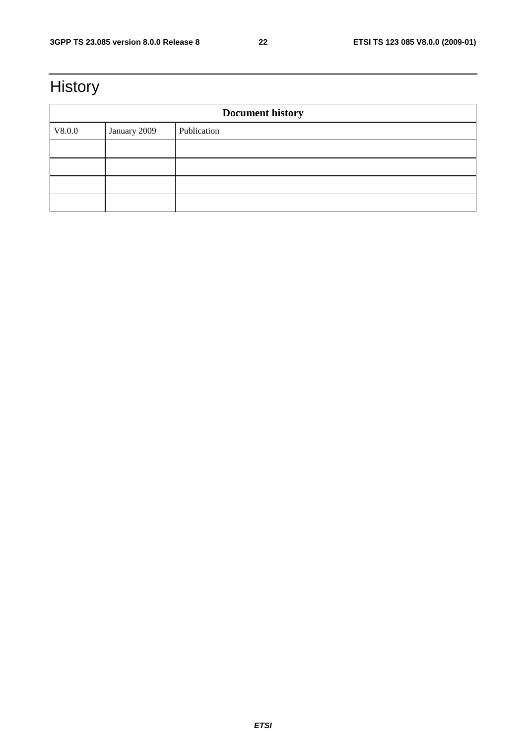# History

| Document history | | |
|---|---|---|
| V8.0.0 | January 2009 | Publication |
| | | |
| | | |
| | | |
| | | |